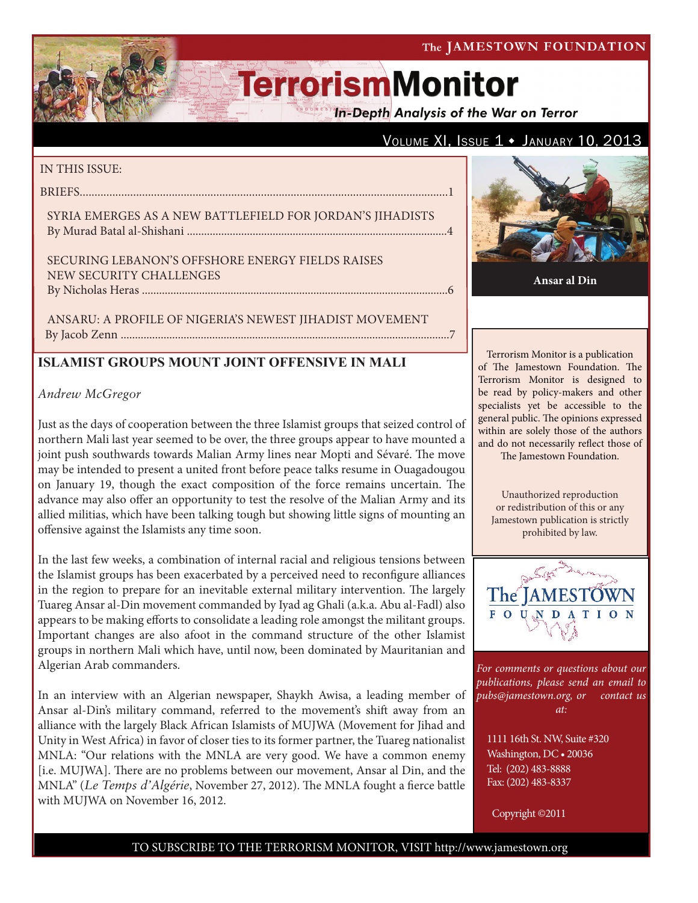The JAMESTOWN FOUNDATION

# TerrorismMonitor

*In-Depth Analysis of the War on Terror*

VOLUME XI, ISSUE 1 • JANUARY 10, 2013

IN THIS ISSUE:

BRIEFS....................................................................................................1

SYRIA EMERGES AS A NEW BATTLEFIELD FOR JORDAN'S JIHADISTS
By Murad Batal al-Shishani ..............................................................................4

SECURING LEBANON'S OFFSHORE ENERGY FIELDS RAISES NEW SECURITY CHALLENGES
By Nicholas Heras ............................................................................................6

ANSARU: A PROFILE OF NIGERIA'S NEWEST JIHADIST MOVEMENT
By Jacob Zenn .................................................................................................7

Ansar al Din

Terrorism Monitor is a publication of The Jamestown Foundation. The Terrorism Monitor is designed to be read by policy-makers and other specialists yet be accessible to the general public. The opinions expressed within are solely those of the authors and do not necessarily reflect those of The Jamestown Foundation.

Unauthorized reproduction or redistribution of this or any Jamestown publication is strictly prohibited by law.

*For comments or questions about our publications, please send an email to pubs@jamestown.org, or contact us at:*

1111 16th St. NW, Suite #320
Washington, DC • 20036
Tel: (202) 483-8888
Fax: (202) 483-8337

Copyright ©2011

## ISLAMIST GROUPS MOUNT JOINT OFFENSIVE IN MALI

*Andrew McGregor*

Just as the days of cooperation between the three Islamist groups that seized control of northern Mali last year seemed to be over, the three groups appear to have mounted a joint push southwards towards Malian Army lines near Mopti and Sévaré. The move may be intended to present a united front before peace talks resume in Ouagadougou on January 19, though the exact composition of the force remains uncertain. The advance may also offer an opportunity to test the resolve of the Malian Army and its allied militias, which have been talking tough but showing little signs of mounting an offensive against the Islamists any time soon.

In the last few weeks, a combination of internal racial and religious tensions between the Islamist groups has been exacerbated by a perceived need to reconfigure alliances in the region to prepare for an inevitable external military intervention. The largely Tuareg Ansar al-Din movement commanded by Iyad ag Ghali (a.k.a. Abu al-Fadl) also appears to be making efforts to consolidate a leading role amongst the militant groups. Important changes are also afoot in the command structure of the other Islamist groups in northern Mali which have, until now, been dominated by Mauritanian and Algerian Arab commanders.

In an interview with an Algerian newspaper, Shaykh Awisa, a leading member of Ansar al-Din's military command, referred to the movement's shift away from an alliance with the largely Black African Islamists of MUJWA (Movement for Jihad and Unity in West Africa) in favor of closer ties to its former partner, the Tuareg nationalist MNLA: "Our relations with the MNLA are very good. We have a common enemy [i.e. MUJWA]. There are no problems between our movement, Ansar al Din, and the MNLA" (*Le Temps d'Algérie*, November 27, 2012). The MNLA fought a fierce battle with MUJWA on November 16, 2012.

TO SUBSCRIBE TO THE TERRORISM MONITOR, VISIT http://www.jamestown.org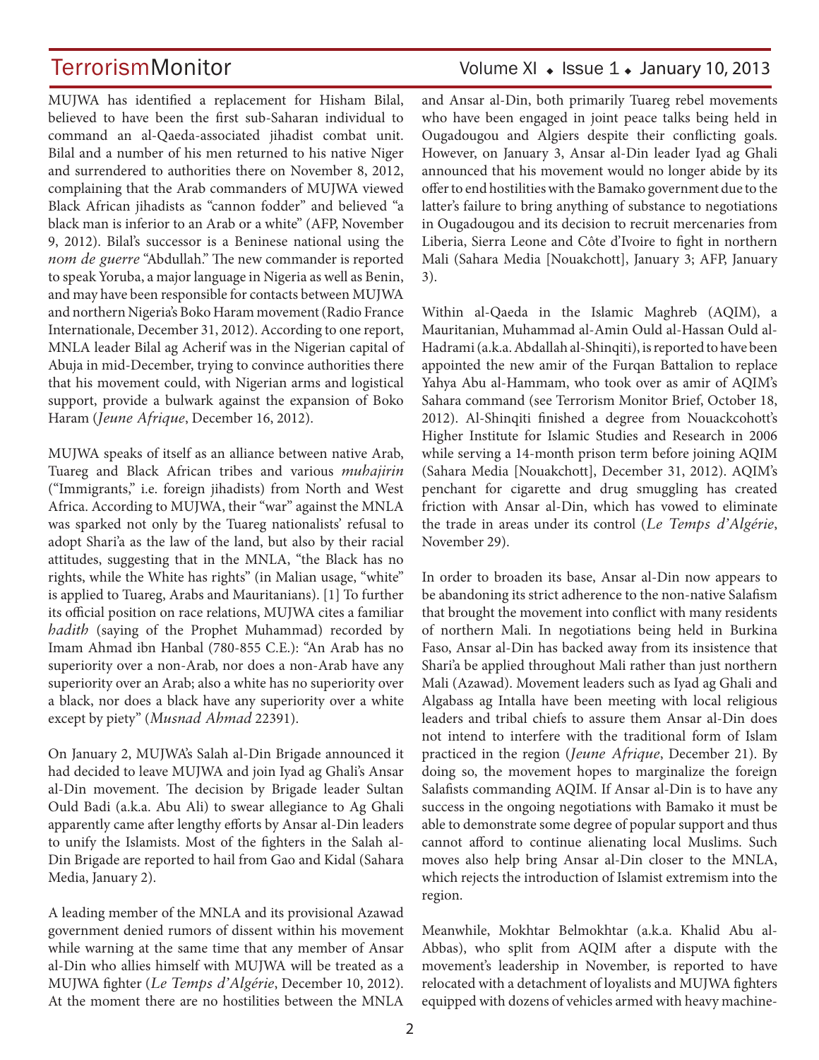MUJWA has identified a replacement for Hisham Bilal, believed to have been the first sub-Saharan individual to command an al-Qaeda-associated jihadist combat unit. Bilal and a number of his men returned to his native Niger and surrendered to authorities there on November 8, 2012, complaining that the Arab commanders of MUJWA viewed Black African jihadists as "cannon fodder" and believed "a black man is inferior to an Arab or a white" (AFP, November 9, 2012). Bilal's successor is a Beninese national using the *nom de guerre* "Abdullah." The new commander is reported to speak Yoruba, a major language in Nigeria as well as Benin, and may have been responsible for contacts between MUJWA and northern Nigeria's Boko Haram movement (Radio France Internationale, December 31, 2012). According to one report, MNLA leader Bilal ag Acherif was in the Nigerian capital of Abuja in mid-December, trying to convince authorities there that his movement could, with Nigerian arms and logistical support, provide a bulwark against the expansion of Boko Haram (*Jeune Afrique*, December 16, 2012).

MUJWA speaks of itself as an alliance between native Arab, Tuareg and Black African tribes and various *muhajirin* ("Immigrants," i.e. foreign jihadists) from North and West Africa. According to MUJWA, their "war" against the MNLA was sparked not only by the Tuareg nationalists' refusal to adopt Shari'a as the law of the land, but also by their racial attitudes, suggesting that in the MNLA, "the Black has no rights, while the White has rights" (in Malian usage, "white" is applied to Tuareg, Arabs and Mauritanians). [1] To further its official position on race relations, MUJWA cites a familiar *hadith* (saying of the Prophet Muhammad) recorded by Imam Ahmad ibn Hanbal (780-855 C.E.): "An Arab has no superiority over a non-Arab, nor does a non-Arab have any superiority over an Arab; also a white has no superiority over a black, nor does a black have any superiority over a white except by piety" (*Musnad Ahmad* 22391).

On January 2, MUJWA's Salah al-Din Brigade announced it had decided to leave MUJWA and join Iyad ag Ghali's Ansar al-Din movement. The decision by Brigade leader Sultan Ould Badi (a.k.a. Abu Ali) to swear allegiance to Ag Ghali apparently came after lengthy efforts by Ansar al-Din leaders to unify the Islamists. Most of the fighters in the Salah al-Din Brigade are reported to hail from Gao and Kidal (Sahara Media, January 2).

A leading member of the MNLA and its provisional Azawad government denied rumors of dissent within his movement while warning at the same time that any member of Ansar al-Din who allies himself with MUJWA will be treated as a MUJWA fighter (*Le Temps d'Algérie*, December 10, 2012). At the moment there are no hostilities between the MNLA and Ansar al-Din, both primarily Tuareg rebel movements who have been engaged in joint peace talks being held in Ougadougou and Algiers despite their conflicting goals. However, on January 3, Ansar al-Din leader Iyad ag Ghali announced that his movement would no longer abide by its offer to end hostilities with the Bamako government due to the latter's failure to bring anything of substance to negotiations in Ougadougou and its decision to recruit mercenaries from Liberia, Sierra Leone and Côte d'Ivoire to fight in northern Mali (Sahara Media [Nouakchott], January 3; AFP, January 3).

Within al-Qaeda in the Islamic Maghreb (AQIM), a Mauritanian, Muhammad al-Amin Ould al-Hassan Ould al-Hadrami (a.k.a. Abdallah al-Shinqiti), is reported to have been appointed the new amir of the Furqan Battalion to replace Yahya Abu al-Hammam, who took over as amir of AQIM's Sahara command (see Terrorism Monitor Brief, October 18, 2012). Al-Shinqiti finished a degree from Nouackcohott's Higher Institute for Islamic Studies and Research in 2006 while serving a 14-month prison term before joining AQIM (Sahara Media [Nouakchott], December 31, 2012). AQIM's penchant for cigarette and drug smuggling has created friction with Ansar al-Din, which has vowed to eliminate the trade in areas under its control (*Le Temps d'Algérie*, November 29).

In order to broaden its base, Ansar al-Din now appears to be abandoning its strict adherence to the non-native Salafism that brought the movement into conflict with many residents of northern Mali. In negotiations being held in Burkina Faso, Ansar al-Din has backed away from its insistence that Shari'a be applied throughout Mali rather than just northern Mali (Azawad). Movement leaders such as Iyad ag Ghali and Algabass ag Intalla have been meeting with local religious leaders and tribal chiefs to assure them Ansar al-Din does not intend to interfere with the traditional form of Islam practiced in the region (*Jeune Afrique*, December 21). By doing so, the movement hopes to marginalize the foreign Salafists commanding AQIM. If Ansar al-Din is to have any success in the ongoing negotiations with Bamako it must be able to demonstrate some degree of popular support and thus cannot afford to continue alienating local Muslims. Such moves also help bring Ansar al-Din closer to the MNLA, which rejects the introduction of Islamist extremism into the region.

Meanwhile, Mokhtar Belmokhtar (a.k.a. Khalid Abu al-Abbas), who split from AQIM after a dispute with the movement's leadership in November, is reported to have relocated with a detachment of loyalists and MUJWA fighters equipped with dozens of vehicles armed with heavy machine-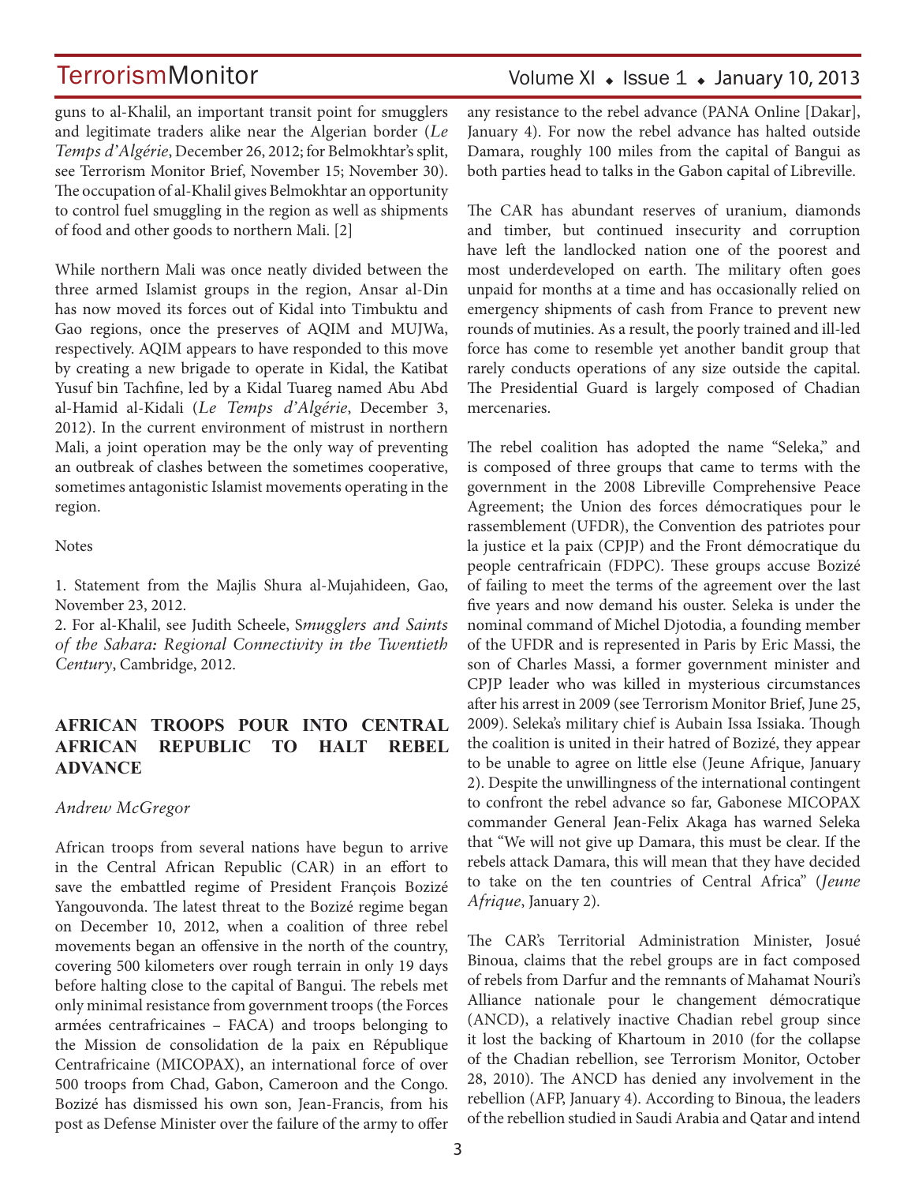guns to al-Khalil, an important transit point for smugglers and legitimate traders alike near the Algerian border (*Le Temps d'Algérie*, December 26, 2012; for Belmokhtar's split, see Terrorism Monitor Brief, November 15; November 30). The occupation of al-Khalil gives Belmokhtar an opportunity to control fuel smuggling in the region as well as shipments of food and other goods to northern Mali. [2]

While northern Mali was once neatly divided between the three armed Islamist groups in the region, Ansar al-Din has now moved its forces out of Kidal into Timbuktu and Gao regions, once the preserves of AQIM and MUJWa, respectively. AQIM appears to have responded to this move by creating a new brigade to operate in Kidal, the Katibat Yusuf bin Tachfine, led by a Kidal Tuareg named Abu Abd al-Hamid al-Kidali (*Le Temps d'Algérie*, December 3, 2012). In the current environment of mistrust in northern Mali, a joint operation may be the only way of preventing an outbreak of clashes between the sometimes cooperative, sometimes antagonistic Islamist movements operating in the region.

Notes

1. Statement from the Majlis Shura al-Mujahideen, Gao, November 23, 2012.
2. For al-Khalil, see Judith Scheele, *Smugglers and Saints of the Sahara: Regional Connectivity in the Twentieth Century*, Cambridge, 2012.

## AFRICAN TROOPS POUR INTO CENTRAL AFRICAN REPUBLIC TO HALT REBEL ADVANCE

*Andrew McGregor*

African troops from several nations have begun to arrive in the Central African Republic (CAR) in an effort to save the embattled regime of President François Bozizé Yangouvonda. The latest threat to the Bozizé regime began on December 10, 2012, when a coalition of three rebel movements began an offensive in the north of the country, covering 500 kilometers over rough terrain in only 19 days before halting close to the capital of Bangui. The rebels met only minimal resistance from government troops (the Forces armées centrafricaines – FACA) and troops belonging to the Mission de consolidation de la paix en République Centrafricaine (MICOPAX), an international force of over 500 troops from Chad, Gabon, Cameroon and the Congo. Bozizé has dismissed his own son, Jean-Francis, from his post as Defense Minister over the failure of the army to offer any resistance to the rebel advance (PANA Online [Dakar], January 4). For now the rebel advance has halted outside Damara, roughly 100 miles from the capital of Bangui as both parties head to talks in the Gabon capital of Libreville.

The CAR has abundant reserves of uranium, diamonds and timber, but continued insecurity and corruption have left the landlocked nation one of the poorest and most underdeveloped on earth. The military often goes unpaid for months at a time and has occasionally relied on emergency shipments of cash from France to prevent new rounds of mutinies. As a result, the poorly trained and ill-led force has come to resemble yet another bandit group that rarely conducts operations of any size outside the capital. The Presidential Guard is largely composed of Chadian mercenaries.

The rebel coalition has adopted the name "Seleka," and is composed of three groups that came to terms with the government in the 2008 Libreville Comprehensive Peace Agreement; the Union des forces démocratiques pour le rassemblement (UFDR), the Convention des patriotes pour la justice et la paix (CPJP) and the Front démocratique du people centrafricain (FDPC). These groups accuse Bozizé of failing to meet the terms of the agreement over the last five years and now demand his ouster. Seleka is under the nominal command of Michel Djotodia, a founding member of the UFDR and is represented in Paris by Eric Massi, the son of Charles Massi, a former government minister and CPJP leader who was killed in mysterious circumstances after his arrest in 2009 (see Terrorism Monitor Brief, June 25, 2009). Seleka's military chief is Aubain Issa Issiaka. Though the coalition is united in their hatred of Bozizé, they appear to be unable to agree on little else (Jeune Afrique, January 2). Despite the unwillingness of the international contingent to confront the rebel advance so far, Gabonese MICOPAX commander General Jean-Felix Akaga has warned Seleka that "We will not give up Damara, this must be clear. If the rebels attack Damara, this will mean that they have decided to take on the ten countries of Central Africa" (*Jeune Afrique*, January 2).

The CAR's Territorial Administration Minister, Josué Binoua, claims that the rebel groups are in fact composed of rebels from Darfur and the remnants of Mahamat Nouri's Alliance nationale pour le changement démocratique (ANCD), a relatively inactive Chadian rebel group since it lost the backing of Khartoum in 2010 (for the collapse of the Chadian rebellion, see Terrorism Monitor, October 28, 2010). The ANCD has denied any involvement in the rebellion (AFP, January 4). According to Binoua, the leaders of the rebellion studied in Saudi Arabia and Qatar and intend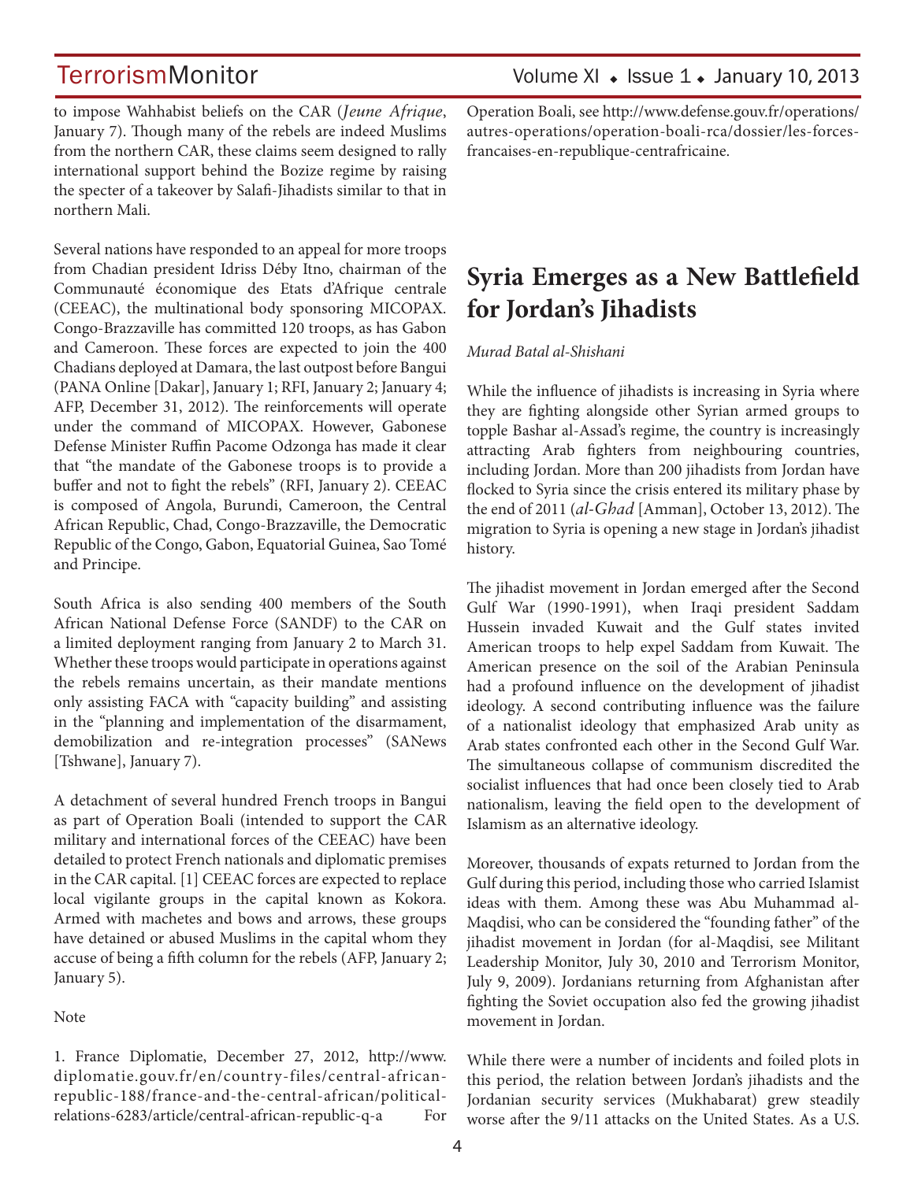to impose Wahhabist beliefs on the CAR (*Jeune Afrique*, January 7). Though many of the rebels are indeed Muslims from the northern CAR, these claims seem designed to rally international support behind the Bozize regime by raising the specter of a takeover by Salafi-Jihadists similar to that in northern Mali.

Several nations have responded to an appeal for more troops from Chadian president Idriss Déby Itno, chairman of the Communauté économique des Etats d'Afrique centrale (CEEAC), the multinational body sponsoring MICOPAX. Congo-Brazzaville has committed 120 troops, as has Gabon and Cameroon. These forces are expected to join the 400 Chadians deployed at Damara, the last outpost before Bangui (PANA Online [Dakar], January 1; RFI, January 2; January 4; AFP, December 31, 2012). The reinforcements will operate under the command of MICOPAX. However, Gabonese Defense Minister Ruffin Pacome Odzonga has made it clear that "the mandate of the Gabonese troops is to provide a buffer and not to fight the rebels" (RFI, January 2). CEEAC is composed of Angola, Burundi, Cameroon, the Central African Republic, Chad, Congo-Brazzaville, the Democratic Republic of the Congo, Gabon, Equatorial Guinea, Sao Tomé and Principe.

South Africa is also sending 400 members of the South African National Defense Force (SANDF) to the CAR on a limited deployment ranging from January 2 to March 31. Whether these troops would participate in operations against the rebels remains uncertain, as their mandate mentions only assisting FACA with "capacity building" and assisting in the "planning and implementation of the disarmament, demobilization and re-integration processes" (SANews [Tshwane], January 7).

A detachment of several hundred French troops in Bangui as part of Operation Boali (intended to support the CAR military and international forces of the CEEAC) have been detailed to protect French nationals and diplomatic premises in the CAR capital. [1] CEEAC forces are expected to replace local vigilante groups in the capital known as Kokora. Armed with machetes and bows and arrows, these groups have detained or abused Muslims in the capital whom they accuse of being a fifth column for the rebels (AFP, January 2; January 5).

Note

1. France Diplomatie, December 27, 2012, http://www.diplomatie.gouv.fr/en/country-files/central-african-republic-188/france-and-the-central-african/political-relations-6283/article/central-african-republic-q-a For Operation Boali, see http://www.defense.gouv.fr/operations/autres-operations/operation-boali-rca/dossier/les-forces-francaises-en-republique-centrafricaine.

# Syria Emerges as a New Battlefield for Jordan's Jihadists

*Murad Batal al-Shishani*

While the influence of jihadists is increasing in Syria where they are fighting alongside other Syrian armed groups to topple Bashar al-Assad's regime, the country is increasingly attracting Arab fighters from neighbouring countries, including Jordan. More than 200 jihadists from Jordan have flocked to Syria since the crisis entered its military phase by the end of 2011 (*al-Ghad* [Amman], October 13, 2012). The migration to Syria is opening a new stage in Jordan's jihadist history.

The jihadist movement in Jordan emerged after the Second Gulf War (1990-1991), when Iraqi president Saddam Hussein invaded Kuwait and the Gulf states invited American troops to help expel Saddam from Kuwait. The American presence on the soil of the Arabian Peninsula had a profound influence on the development of jihadist ideology. A second contributing influence was the failure of a nationalist ideology that emphasized Arab unity as Arab states confronted each other in the Second Gulf War. The simultaneous collapse of communism discredited the socialist influences that had once been closely tied to Arab nationalism, leaving the field open to the development of Islamism as an alternative ideology.

Moreover, thousands of expats returned to Jordan from the Gulf during this period, including those who carried Islamist ideas with them. Among these was Abu Muhammad al-Maqdisi, who can be considered the "founding father" of the jihadist movement in Jordan (for al-Maqdisi, see Militant Leadership Monitor, July 30, 2010 and Terrorism Monitor, July 9, 2009). Jordanians returning from Afghanistan after fighting the Soviet occupation also fed the growing jihadist movement in Jordan.

While there were a number of incidents and foiled plots in this period, the relation between Jordan's jihadists and the Jordanian security services (Mukhabarat) grew steadily worse after the 9/11 attacks on the United States. As a U.S.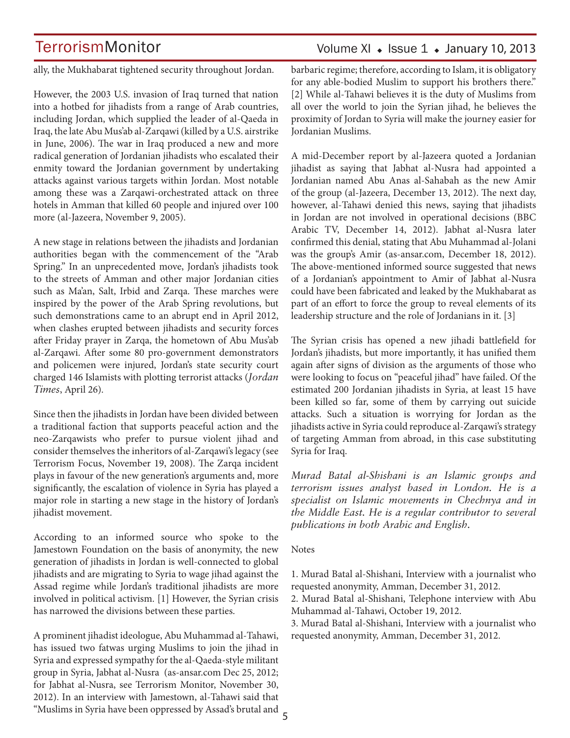ally, the Mukhabarat tightened security throughout Jordan.

However, the 2003 U.S. invasion of Iraq turned that nation into a hotbed for jihadists from a range of Arab countries, including Jordan, which supplied the leader of al-Qaeda in Iraq, the late Abu Mus'ab al-Zarqawi (killed by a U.S. airstrike in June, 2006). The war in Iraq produced a new and more radical generation of Jordanian jihadists who escalated their enmity toward the Jordanian government by undertaking attacks against various targets within Jordan. Most notable among these was a Zarqawi-orchestrated attack on three hotels in Amman that killed 60 people and injured over 100 more (al-Jazeera, November 9, 2005).

A new stage in relations between the jihadists and Jordanian authorities began with the commencement of the "Arab Spring." In an unprecedented move, Jordan's jihadists took to the streets of Amman and other major Jordanian cities such as Ma'an, Salt, Irbid and Zarqa. These marches were inspired by the power of the Arab Spring revolutions, but such demonstrations came to an abrupt end in April 2012, when clashes erupted between jihadists and security forces after Friday prayer in Zarqa, the hometown of Abu Mus'ab al-Zarqawi. After some 80 pro-government demonstrators and policemen were injured, Jordan's state security court charged 146 Islamists with plotting terrorist attacks (*Jordan Times*, April 26).

Since then the jihadists in Jordan have been divided between a traditional faction that supports peaceful action and the neo-Zarqawists who prefer to pursue violent jihad and consider themselves the inheritors of al-Zarqawi's legacy (see Terrorism Focus, November 19, 2008). The Zarqa incident plays in favour of the new generation's arguments and, more significantly, the escalation of violence in Syria has played a major role in starting a new stage in the history of Jordan's jihadist movement.

According to an informed source who spoke to the Jamestown Foundation on the basis of anonymity, the new generation of jihadists in Jordan is well-connected to global jihadists and are migrating to Syria to wage jihad against the Assad regime while Jordan's traditional jihadists are more involved in political activism. [1] However, the Syrian crisis has narrowed the divisions between these parties.

A prominent jihadist ideologue, Abu Muhammad al-Tahawi, has issued two fatwas urging Muslims to join the jihad in Syria and expressed sympathy for the al-Qaeda-style militant group in Syria, Jabhat al-Nusra (as-ansar.com Dec 25, 2012; for Jabhat al-Nusra, see Terrorism Monitor, November 30, 2012). In an interview with Jamestown, al-Tahawi said that "Muslims in Syria have been oppressed by Assad's brutal and barbaric regime; therefore, according to Islam, it is obligatory for any able-bodied Muslim to support his brothers there." [2] While al-Tahawi believes it is the duty of Muslims from all over the world to join the Syrian jihad, he believes the proximity of Jordan to Syria will make the journey easier for Jordanian Muslims.

A mid-December report by al-Jazeera quoted a Jordanian jihadist as saying that Jabhat al-Nusra had appointed a Jordanian named Abu Anas al-Sahabah as the new Amir of the group (al-Jazeera, December 13, 2012). The next day, however, al-Tahawi denied this news, saying that jihadists in Jordan are not involved in operational decisions (BBC Arabic TV, December 14, 2012). Jabhat al-Nusra later confirmed this denial, stating that Abu Muhammad al-Jolani was the group's Amir (as-ansar.com, December 18, 2012). The above-mentioned informed source suggested that news of a Jordanian's appointment to Amir of Jabhat al-Nusra could have been fabricated and leaked by the Mukhabarat as part of an effort to force the group to reveal elements of its leadership structure and the role of Jordanians in it. [3]

The Syrian crisis has opened a new jihadi battlefield for Jordan's jihadists, but more importantly, it has unified them again after signs of division as the arguments of those who were looking to focus on "peaceful jihad" have failed. Of the estimated 200 Jordanian jihadists in Syria, at least 15 have been killed so far, some of them by carrying out suicide attacks. Such a situation is worrying for Jordan as the jihadists active in Syria could reproduce al-Zarqawi's strategy of targeting Amman from abroad, in this case substituting Syria for Iraq.

*Murad Batal al-Shishani is an Islamic groups and terrorism issues analyst based in London. He is a specialist on Islamic movements in Chechnya and in the Middle East. He is a regular contributor to several publications in both Arabic and English.*

Notes

1. Murad Batal al-Shishani, Interview with a journalist who requested anonymity, Amman, December 31, 2012.
2. Murad Batal al-Shishani, Telephone interview with Abu Muhammad al-Tahawi, October 19, 2012.
3. Murad Batal al-Shishani, Interview with a journalist who requested anonymity, Amman, December 31, 2012.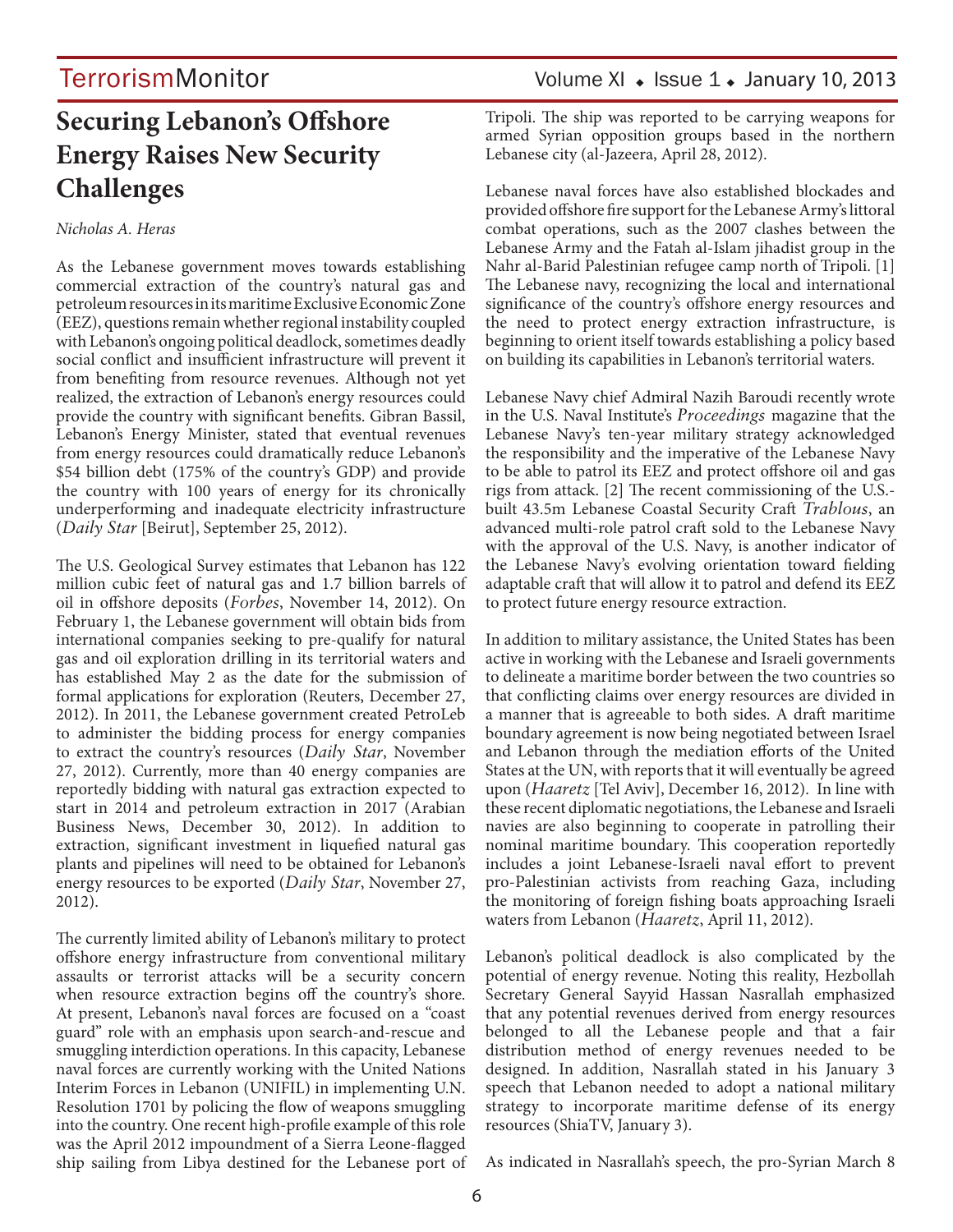# Securing Lebanon's Offshore Energy Raises New Security Challenges

*Nicholas A. Heras*

As the Lebanese government moves towards establishing commercial extraction of the country's natural gas and petroleum resources in its maritime Exclusive Economic Zone (EEZ), questions remain whether regional instability coupled with Lebanon's ongoing political deadlock, sometimes deadly social conflict and insufficient infrastructure will prevent it from benefiting from resource revenues. Although not yet realized, the extraction of Lebanon's energy resources could provide the country with significant benefits. Gibran Bassil, Lebanon's Energy Minister, stated that eventual revenues from energy resources could dramatically reduce Lebanon's \$54 billion debt (175% of the country's GDP) and provide the country with 100 years of energy for its chronically underperforming and inadequate electricity infrastructure (*Daily Star* [Beirut], September 25, 2012).

The U.S. Geological Survey estimates that Lebanon has 122 million cubic feet of natural gas and 1.7 billion barrels of oil in offshore deposits (*Forbes*, November 14, 2012). On February 1, the Lebanese government will obtain bids from international companies seeking to pre-qualify for natural gas and oil exploration drilling in its territorial waters and has established May 2 as the date for the submission of formal applications for exploration (Reuters, December 27, 2012). In 2011, the Lebanese government created PetroLeb to administer the bidding process for energy companies to extract the country's resources (*Daily Star*, November 27, 2012). Currently, more than 40 energy companies are reportedly bidding with natural gas extraction expected to start in 2014 and petroleum extraction in 2017 (Arabian Business News, December 30, 2012). In addition to extraction, significant investment in liquefied natural gas plants and pipelines will need to be obtained for Lebanon's energy resources to be exported (*Daily Star*, November 27, 2012).

The currently limited ability of Lebanon's military to protect offshore energy infrastructure from conventional military assaults or terrorist attacks will be a security concern when resource extraction begins off the country's shore. At present, Lebanon's naval forces are focused on a "coast guard" role with an emphasis upon search-and-rescue and smuggling interdiction operations. In this capacity, Lebanese naval forces are currently working with the United Nations Interim Forces in Lebanon (UNIFIL) in implementing U.N. Resolution 1701 by policing the flow of weapons smuggling into the country. One recent high-profile example of this role was the April 2012 impoundment of a Sierra Leone-flagged ship sailing from Libya destined for the Lebanese port of Tripoli. The ship was reported to be carrying weapons for armed Syrian opposition groups based in the northern Lebanese city (al-Jazeera, April 28, 2012).

Lebanese naval forces have also established blockades and provided offshore fire support for the Lebanese Army's littoral combat operations, such as the 2007 clashes between the Lebanese Army and the Fatah al-Islam jihadist group in the Nahr al-Barid Palestinian refugee camp north of Tripoli. [1] The Lebanese navy, recognizing the local and international significance of the country's offshore energy resources and the need to protect energy extraction infrastructure, is beginning to orient itself towards establishing a policy based on building its capabilities in Lebanon's territorial waters.

Lebanese Navy chief Admiral Nazih Baroudi recently wrote in the U.S. Naval Institute's *Proceedings* magazine that the Lebanese Navy's ten-year military strategy acknowledged the responsibility and the imperative of the Lebanese Navy to be able to patrol its EEZ and protect offshore oil and gas rigs from attack. [2] The recent commissioning of the U.S.-built 43.5m Lebanese Coastal Security Craft *Trablous*, an advanced multi-role patrol craft sold to the Lebanese Navy with the approval of the U.S. Navy, is another indicator of the Lebanese Navy's evolving orientation toward fielding adaptable craft that will allow it to patrol and defend its EEZ to protect future energy resource extraction.

In addition to military assistance, the United States has been active in working with the Lebanese and Israeli governments to delineate a maritime border between the two countries so that conflicting claims over energy resources are divided in a manner that is agreeable to both sides. A draft maritime boundary agreement is now being negotiated between Israel and Lebanon through the mediation efforts of the United States at the UN, with reports that it will eventually be agreed upon (*Haaretz* [Tel Aviv], December 16, 2012). In line with these recent diplomatic negotiations, the Lebanese and Israeli navies are also beginning to cooperate in patrolling their nominal maritime boundary. This cooperation reportedly includes a joint Lebanese-Israeli naval effort to prevent pro-Palestinian activists from reaching Gaza, including the monitoring of foreign fishing boats approaching Israeli waters from Lebanon (*Haaretz*, April 11, 2012).

Lebanon's political deadlock is also complicated by the potential of energy revenue. Noting this reality, Hezbollah Secretary General Sayyid Hassan Nasrallah emphasized that any potential revenues derived from energy resources belonged to all the Lebanese people and that a fair distribution method of energy revenues needed to be designed. In addition, Nasrallah stated in his January 3 speech that Lebanon needed to adopt a national military strategy to incorporate maritime defense of its energy resources (ShiaTV, January 3).

As indicated in Nasrallah's speech, the pro-Syrian March 8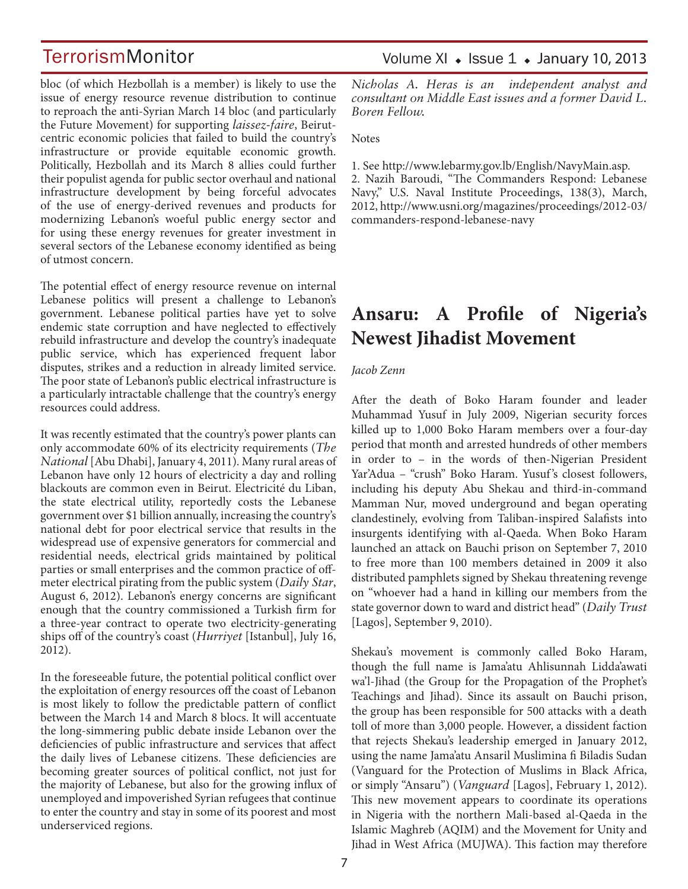bloc (of which Hezbollah is a member) is likely to use the issue of energy resource revenue distribution to continue to reproach the anti-Syrian March 14 bloc (and particularly the Future Movement) for supporting *laissez-faire*, Beirut-centric economic policies that failed to build the country's infrastructure or provide equitable economic growth. Politically, Hezbollah and its March 8 allies could further their populist agenda for public sector overhaul and national infrastructure development by being forceful advocates of the use of energy-derived revenues and products for modernizing Lebanon's woeful public energy sector and for using these energy revenues for greater investment in several sectors of the Lebanese economy identified as being of utmost concern.

The potential effect of energy resource revenue on internal Lebanese politics will present a challenge to Lebanon's government. Lebanese political parties have yet to solve endemic state corruption and have neglected to effectively rebuild infrastructure and develop the country's inadequate public service, which has experienced frequent labor disputes, strikes and a reduction in already limited service. The poor state of Lebanon's public electrical infrastructure is a particularly intractable challenge that the country's energy resources could address.

It was recently estimated that the country's power plants can only accommodate 60% of its electricity requirements (*The National* [Abu Dhabi], January 4, 2011). Many rural areas of Lebanon have only 12 hours of electricity a day and rolling blackouts are common even in Beirut. Electricité du Liban, the state electrical utility, reportedly costs the Lebanese government over $1 billion annually, increasing the country's national debt for poor electrical service that results in the widespread use of expensive generators for commercial and residential needs, electrical grids maintained by political parties or small enterprises and the common practice of off-meter electrical pirating from the public system (*Daily Star*, August 6, 2012). Lebanon's energy concerns are significant enough that the country commissioned a Turkish firm for a three-year contract to operate two electricity-generating ships off of the country's coast (*Hurriyet* [Istanbul], July 16, 2012).

In the foreseeable future, the potential political conflict over the exploitation of energy resources off the coast of Lebanon is most likely to follow the predictable pattern of conflict between the March 14 and March 8 blocs. It will accentuate the long-simmering public debate inside Lebanon over the deficiencies of public infrastructure and services that affect the daily lives of Lebanese citizens. These deficiencies are becoming greater sources of political conflict, not just for the majority of Lebanese, but also for the growing influx of unemployed and impoverished Syrian refugees that continue to enter the country and stay in some of its poorest and most underserviced regions.

*Nicholas A. Heras is an independent analyst and consultant on Middle East issues and a former David L. Boren Fellow.*

Notes

1. See http://www.lebarmy.gov.lb/English/NavyMain.asp.
2. Nazih Baroudi, "The Commanders Respond: Lebanese Navy," U.S. Naval Institute Proceedings, 138(3), March, 2012, http://www.usni.org/magazines/proceedings/2012-03/commanders-respond-lebanese-navy

# Ansaru: A Profile of Nigeria's Newest Jihadist Movement

*Jacob Zenn*

After the death of Boko Haram founder and leader Muhammad Yusuf in July 2009, Nigerian security forces killed up to 1,000 Boko Haram members over a four-day period that month and arrested hundreds of other members in order to – in the words of then-Nigerian President Yar'Adua – "crush" Boko Haram. Yusuf's closest followers, including his deputy Abu Shekau and third-in-command Mamman Nur, moved underground and began operating clandestinely, evolving from Taliban-inspired Salafists into insurgents identifying with al-Qaeda. When Boko Haram launched an attack on Bauchi prison on September 7, 2010 to free more than 100 members detained in 2009 it also distributed pamphlets signed by Shekau threatening revenge on "whoever had a hand in killing our members from the state governor down to ward and district head" (*Daily Trust* [Lagos], September 9, 2010).

Shekau's movement is commonly called Boko Haram, though the full name is Jama'atu Ahlisunnah Lidda'awati wa'l-Jihad (the Group for the Propagation of the Prophet's Teachings and Jihad). Since its assault on Bauchi prison, the group has been responsible for 500 attacks with a death toll of more than 3,000 people. However, a dissident faction that rejects Shekau's leadership emerged in January 2012, using the name Jama'atu Ansaril Muslimina fi Biladis Sudan (Vanguard for the Protection of Muslims in Black Africa, or simply "Ansaru") (*Vanguard* [Lagos], February 1, 2012). This new movement appears to coordinate its operations in Nigeria with the northern Mali-based al-Qaeda in the Islamic Maghreb (AQIM) and the Movement for Unity and Jihad in West Africa (MUJWA). This faction may therefore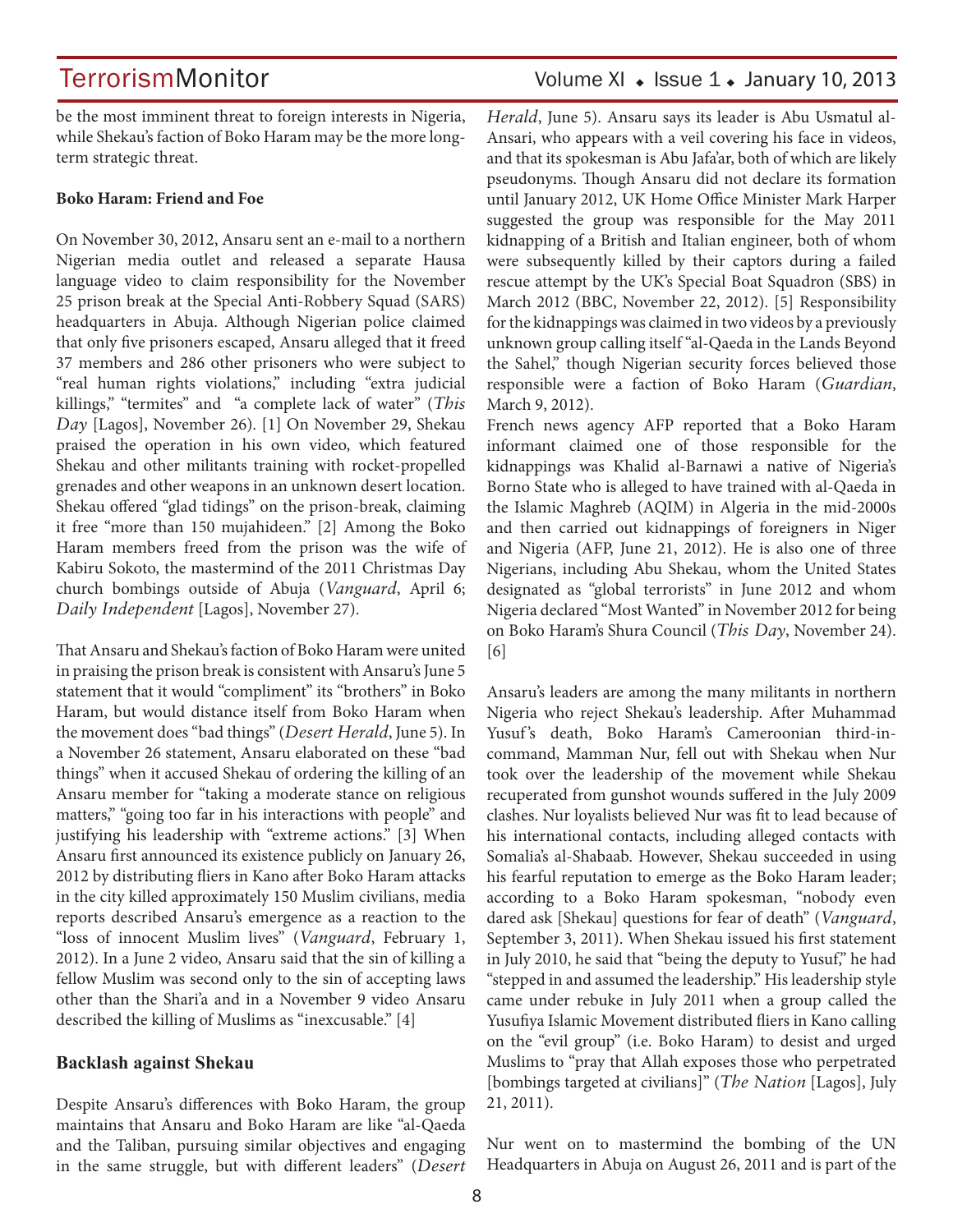be the most imminent threat to foreign interests in Nigeria, while Shekau's faction of Boko Haram may be the more long-term strategic threat.

**Boko Haram: Friend and Foe**

On November 30, 2012, Ansaru sent an e-mail to a northern Nigerian media outlet and released a separate Hausa language video to claim responsibility for the November 25 prison break at the Special Anti-Robbery Squad (SARS) headquarters in Abuja. Although Nigerian police claimed that only five prisoners escaped, Ansaru alleged that it freed 37 members and 286 other prisoners who were subject to "real human rights violations," including "extra judicial killings," "termites" and "a complete lack of water" (*This Day* [Lagos], November 26). [1] On November 29, Shekau praised the operation in his own video, which featured Shekau and other militants training with rocket-propelled grenades and other weapons in an unknown desert location. Shekau offered "glad tidings" on the prison-break, claiming it free "more than 150 mujahideen." [2] Among the Boko Haram members freed from the prison was the wife of Kabiru Sokoto, the mastermind of the 2011 Christmas Day church bombings outside of Abuja (*Vanguard*, April 6; *Daily Independent* [Lagos], November 27).

That Ansaru and Shekau's faction of Boko Haram were united in praising the prison break is consistent with Ansaru's June 5 statement that it would "compliment" its "brothers" in Boko Haram, but would distance itself from Boko Haram when the movement does "bad things" (*Desert Herald*, June 5). In a November 26 statement, Ansaru elaborated on these "bad things" when it accused Shekau of ordering the killing of an Ansaru member for "taking a moderate stance on religious matters," "going too far in his interactions with people" and justifying his leadership with "extreme actions." [3] When Ansaru first announced its existence publicly on January 26, 2012 by distributing fliers in Kano after Boko Haram attacks in the city killed approximately 150 Muslim civilians, media reports described Ansaru's emergence as a reaction to the "loss of innocent Muslim lives" (*Vanguard*, February 1, 2012). In a June 2 video, Ansaru said that the sin of killing a fellow Muslim was second only to the sin of accepting laws other than the Shari'a and in a November 9 video Ansaru described the killing of Muslims as "inexcusable." [4]

## Backlash against Shekau

Despite Ansaru's differences with Boko Haram, the group maintains that Ansaru and Boko Haram are like "al-Qaeda and the Taliban, pursuing similar objectives and engaging in the same struggle, but with different leaders" (*Desert Herald*, June 5). Ansaru says its leader is Abu Usmatul al-Ansari, who appears with a veil covering his face in videos, and that its spokesman is Abu Jafa'ar, both of which are likely pseudonyms. Though Ansaru did not declare its formation until January 2012, UK Home Office Minister Mark Harper suggested the group was responsible for the May 2011 kidnapping of a British and Italian engineer, both of whom were subsequently killed by their captors during a failed rescue attempt by the UK's Special Boat Squadron (SBS) in March 2012 (BBC, November 22, 2012). [5] Responsibility for the kidnappings was claimed in two videos by a previously unknown group calling itself "al-Qaeda in the Lands Beyond the Sahel," though Nigerian security forces believed those responsible were a faction of Boko Haram (*Guardian*, March 9, 2012).

French news agency AFP reported that a Boko Haram informant claimed one of those responsible for the kidnappings was Khalid al-Barnawi a native of Nigeria's Borno State who is alleged to have trained with al-Qaeda in the Islamic Maghreb (AQIM) in Algeria in the mid-2000s and then carried out kidnappings of foreigners in Niger and Nigeria (AFP, June 21, 2012). He is also one of three Nigerians, including Abu Shekau, whom the United States designated as "global terrorists" in June 2012 and whom Nigeria declared "Most Wanted" in November 2012 for being on Boko Haram's Shura Council (*This Day*, November 24). [6]

Ansaru's leaders are among the many militants in northern Nigeria who reject Shekau's leadership. After Muhammad Yusuf's death, Boko Haram's Cameroonian third-in-command, Mamman Nur, fell out with Shekau when Nur took over the leadership of the movement while Shekau recuperated from gunshot wounds suffered in the July 2009 clashes. Nur loyalists believed Nur was fit to lead because of his international contacts, including alleged contacts with Somalia's al-Shabaab. However, Shekau succeeded in using his fearful reputation to emerge as the Boko Haram leader; according to a Boko Haram spokesman, "nobody even dared ask [Shekau] questions for fear of death" (*Vanguard*, September 3, 2011). When Shekau issued his first statement in July 2010, he said that "being the deputy to Yusuf," he had "stepped in and assumed the leadership." His leadership style came under rebuke in July 2011 when a group called the Yusufiya Islamic Movement distributed fliers in Kano calling on the "evil group" (i.e. Boko Haram) to desist and urged Muslims to "pray that Allah exposes those who perpetrated [bombings targeted at civilians]" (*The Nation* [Lagos], July 21, 2011).

Nur went on to mastermind the bombing of the UN Headquarters in Abuja on August 26, 2011 and is part of the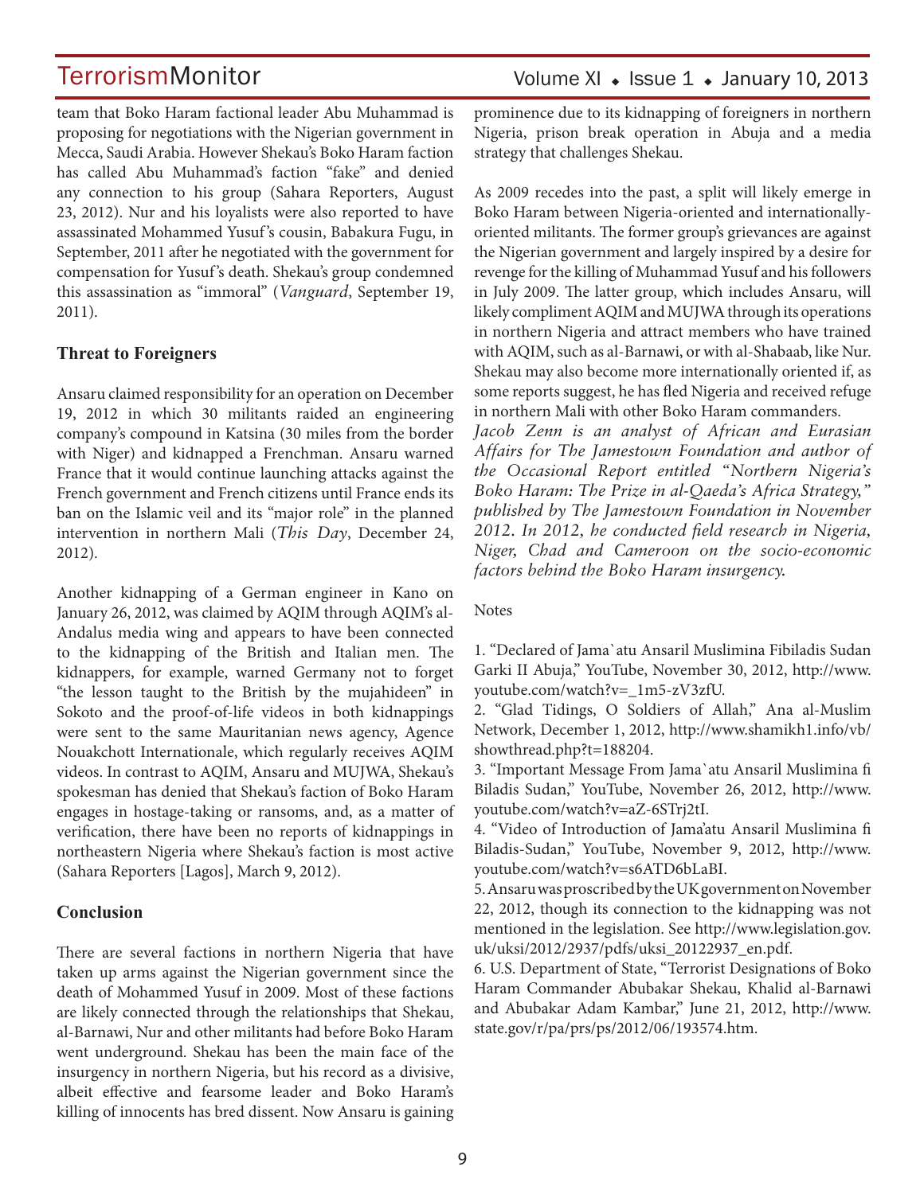team that Boko Haram factional leader Abu Muhammad is proposing for negotiations with the Nigerian government in Mecca, Saudi Arabia. However Shekau's Boko Haram faction has called Abu Muhammad's faction "fake" and denied any connection to his group (Sahara Reporters, August 23, 2012). Nur and his loyalists were also reported to have assassinated Mohammed Yusuf's cousin, Babakura Fugu, in September, 2011 after he negotiated with the government for compensation for Yusuf's death. Shekau's group condemned this assassination as "immoral" (*Vanguard*, September 19, 2011).

## Threat to Foreigners

Ansaru claimed responsibility for an operation on December 19, 2012 in which 30 militants raided an engineering company's compound in Katsina (30 miles from the border with Niger) and kidnapped a Frenchman. Ansaru warned France that it would continue launching attacks against the French government and French citizens until France ends its ban on the Islamic veil and its "major role" in the planned intervention in northern Mali (*This Day*, December 24, 2012).

Another kidnapping of a German engineer in Kano on January 26, 2012, was claimed by AQIM through AQIM's al-Andalus media wing and appears to have been connected to the kidnapping of the British and Italian men. The kidnappers, for example, warned Germany not to forget "the lesson taught to the British by the mujahideen" in Sokoto and the proof-of-life videos in both kidnappings were sent to the same Mauritanian news agency, Agence Nouakchott Internationale, which regularly receives AQIM videos. In contrast to AQIM, Ansaru and MUJWA, Shekau's spokesman has denied that Shekau's faction of Boko Haram engages in hostage-taking or ransoms, and, as a matter of verification, there have been no reports of kidnappings in northeastern Nigeria where Shekau's faction is most active (Sahara Reporters [Lagos], March 9, 2012).

## Conclusion

There are several factions in northern Nigeria that have taken up arms against the Nigerian government since the death of Mohammed Yusuf in 2009. Most of these factions are likely connected through the relationships that Shekau, al-Barnawi, Nur and other militants had before Boko Haram went underground. Shekau has been the main face of the insurgency in northern Nigeria, but his record as a divisive, albeit effective and fearsome leader and Boko Haram's killing of innocents has bred dissent. Now Ansaru is gaining prominence due to its kidnapping of foreigners in northern Nigeria, prison break operation in Abuja and a media strategy that challenges Shekau.

As 2009 recedes into the past, a split will likely emerge in Boko Haram between Nigeria-oriented and internationally-oriented militants. The former group's grievances are against the Nigerian government and largely inspired by a desire for revenge for the killing of Muhammad Yusuf and his followers in July 2009. The latter group, which includes Ansaru, will likely compliment AQIM and MUJWA through its operations in northern Nigeria and attract members who have trained with AQIM, such as al-Barnawi, or with al-Shabaab, like Nur. Shekau may also become more internationally oriented if, as some reports suggest, he has fled Nigeria and received refuge in northern Mali with other Boko Haram commanders.

*Jacob Zenn is an analyst of African and Eurasian Affairs for The Jamestown Foundation and author of the Occasional Report entitled "Northern Nigeria's Boko Haram: The Prize in al-Qaeda's Africa Strategy," published by The Jamestown Foundation in November 2012. In 2012, he conducted field research in Nigeria, Niger, Chad and Cameroon on the socio-economic factors behind the Boko Haram insurgency.*

Notes

1. "Declared of Jama`atu Ansaril Muslimina Fibiladis Sudan Garki II Abuja," YouTube, November 30, 2012, http://www.youtube.com/watch?v=_1m5-zV3zfU.
2. "Glad Tidings, O Soldiers of Allah," Ana al-Muslim Network, December 1, 2012, http://www.shamikh1.info/vb/showthread.php?t=188204.
3. "Important Message From Jama`atu Ansaril Muslimina fi Biladis Sudan," YouTube, November 26, 2012, http://www.youtube.com/watch?v=aZ-6STrj2tI.
4. "Video of Introduction of Jama'atu Ansaril Muslimina fi Biladis-Sudan," YouTube, November 9, 2012, http://www.youtube.com/watch?v=s6ATD6bLaBI.
5. Ansaru was proscribed by the UK government on November 22, 2012, though its connection to the kidnapping was not mentioned in the legislation. See http://www.legislation.gov.uk/uksi/2012/2937/pdfs/uksi_20122937_en.pdf.
6. U.S. Department of State, "Terrorist Designations of Boko Haram Commander Abubakar Shekau, Khalid al-Barnawi and Abubakar Adam Kambar," June 21, 2012, http://www.state.gov/r/pa/prs/ps/2012/06/193574.htm.